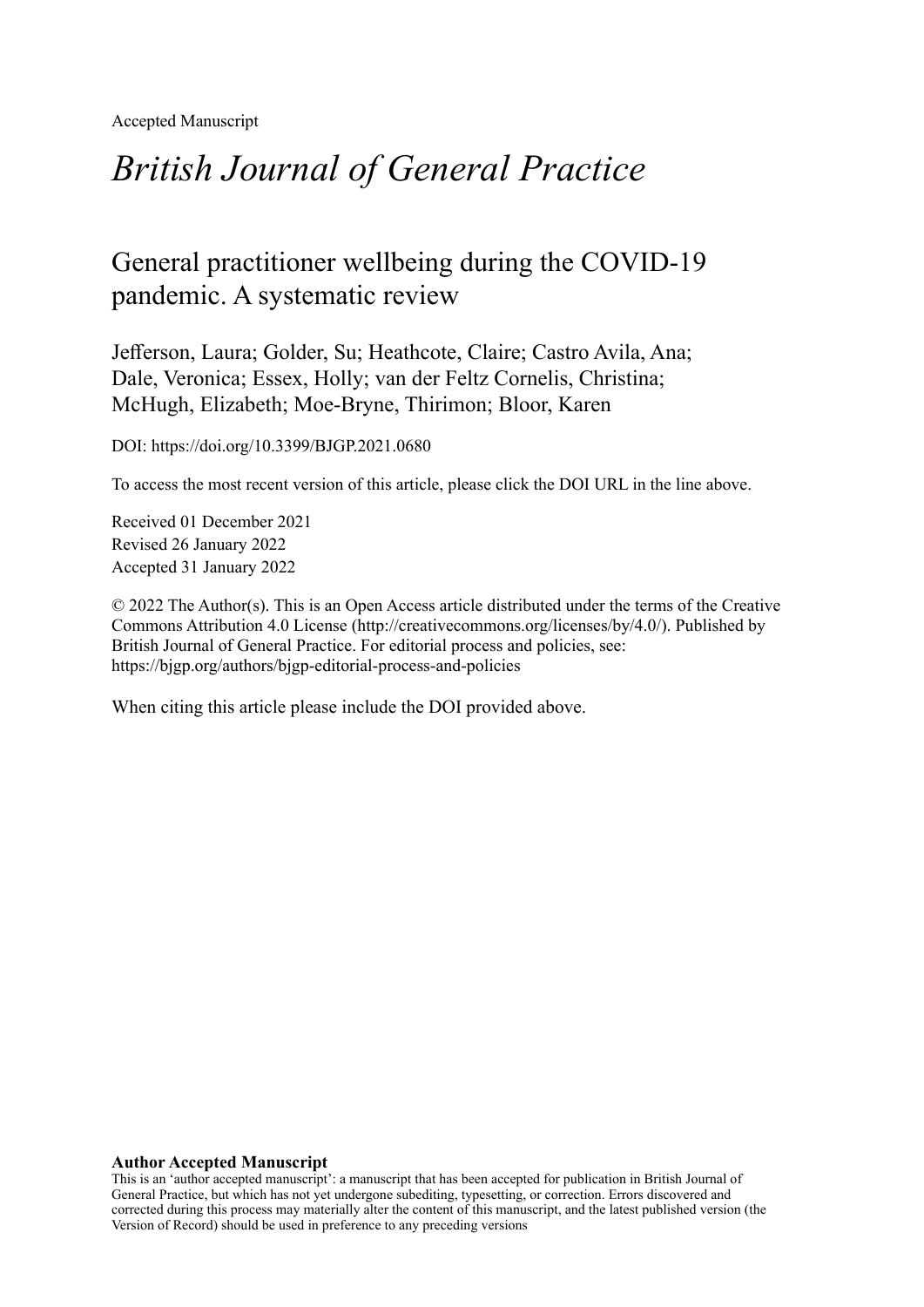Accepted Manuscript

# *British Journal of General Practice*

## General practitioner wellbeing during the COVID-19 pandemic. A systematic review

Jefferson, Laura; Golder, Su; Heathcote, Claire; Castro Avila, Ana; Dale, Veronica; Essex, Holly; van der Feltz Cornelis, Christina; McHugh, Elizabeth; Moe-Bryne, Thirimon; Bloor, Karen

DOI: https://doi.org/10.3399/BJGP.2021.0680

To access the most recent version of this article, please click the DOI URL in the line above.

Received 01 December 2021
Revised 26 January 2022
Accepted 31 January 2022

© 2022 The Author(s). This is an Open Access article distributed under the terms of the Creative Commons Attribution 4.0 License (http://creativecommons.org/licenses/by/4.0/). Published by British Journal of General Practice. For editorial process and policies, see: https://bjgp.org/authors/bjgp-editorial-process-and-policies

When citing this article please include the DOI provided above.

**Author Accepted Manuscript**

This is an 'author accepted manuscript': a manuscript that has been accepted for publication in British Journal of General Practice, but which has not yet undergone subediting, typesetting, or correction. Errors discovered and corrected during this process may materially alter the content of this manuscript, and the latest published version (the Version of Record) should be used in preference to any preceding versions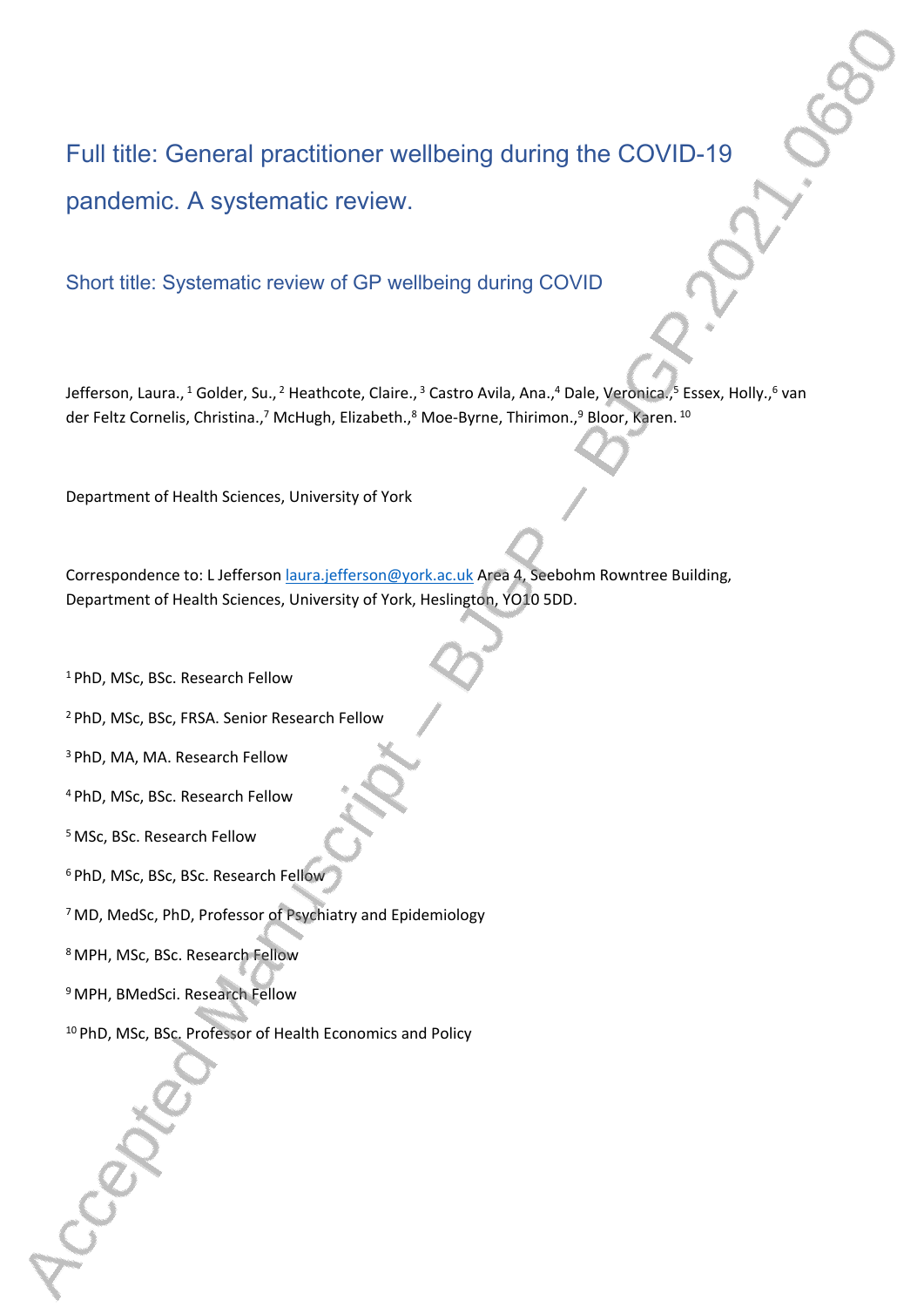# Full title: General practitioner wellbeing during the COVID-19 pandemic. A systematic review.

## Short title: Systematic review of GP wellbeing during COVID

Jefferson, Laura.,[1] Golder, Su.,[2] Heathcote, Claire.,[3] Castro Avila, Ana.,[4] Dale, Veronica.,[5] Essex, Holly.,[6] van der Feltz Cornelis, Christina.,[7] McHugh, Elizabeth.,[8] Moe-Byrne, Thirimon.,[9] Bloor, Karen.[10]

Department of Health Sciences, University of York

Correspondence to: L Jefferson laura.jefferson@york.ac.uk Area 4, Seebohm Rowntree Building, Department of Health Sciences, University of York, Heslington, YO10 5DD.

[1] PhD, MSc, BSc. Research Fellow

[2] PhD, MSc, BSc, FRSA. Senior Research Fellow

[3] PhD, MA, MA. Research Fellow

[4] PhD, MSc, BSc. Research Fellow

[5] MSc, BSc. Research Fellow

[6] PhD, MSc, BSc, BSc. Research Fellow

[7] MD, MedSc, PhD, Professor of Psychiatry and Epidemiology

[8] MPH, MSc, BSc. Research Fellow

[9] MPH, BMedSci. Research Fellow

[10] PhD, MSc, BSc. Professor of Health Economics and Policy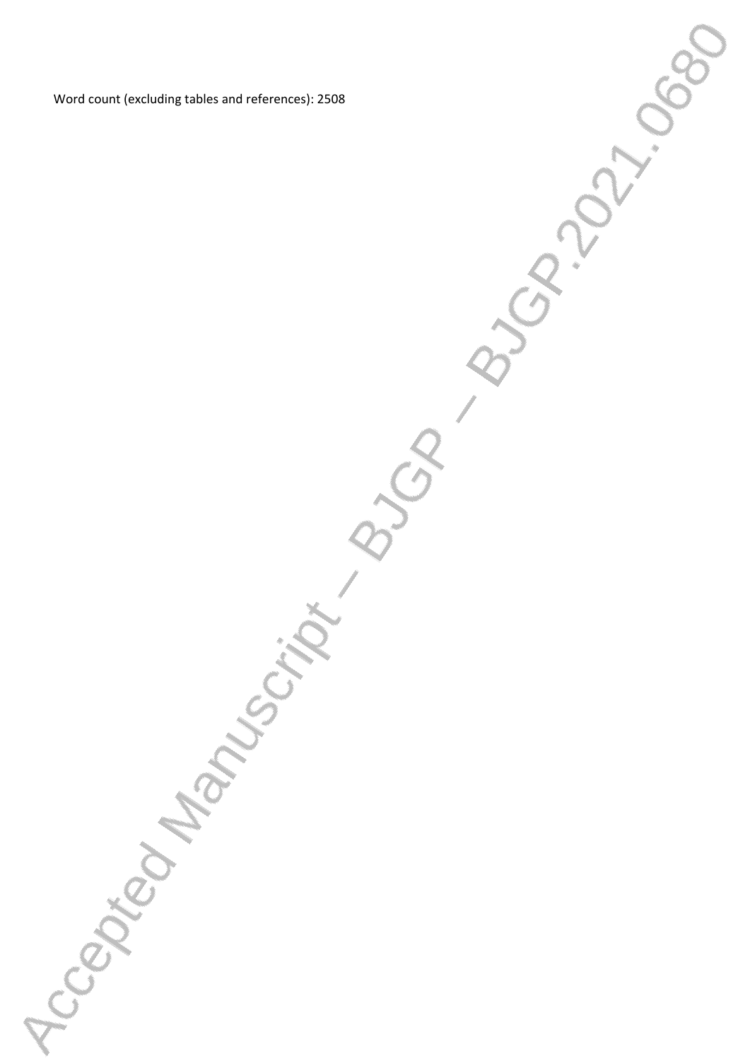Word count (excluding tables and references): 2508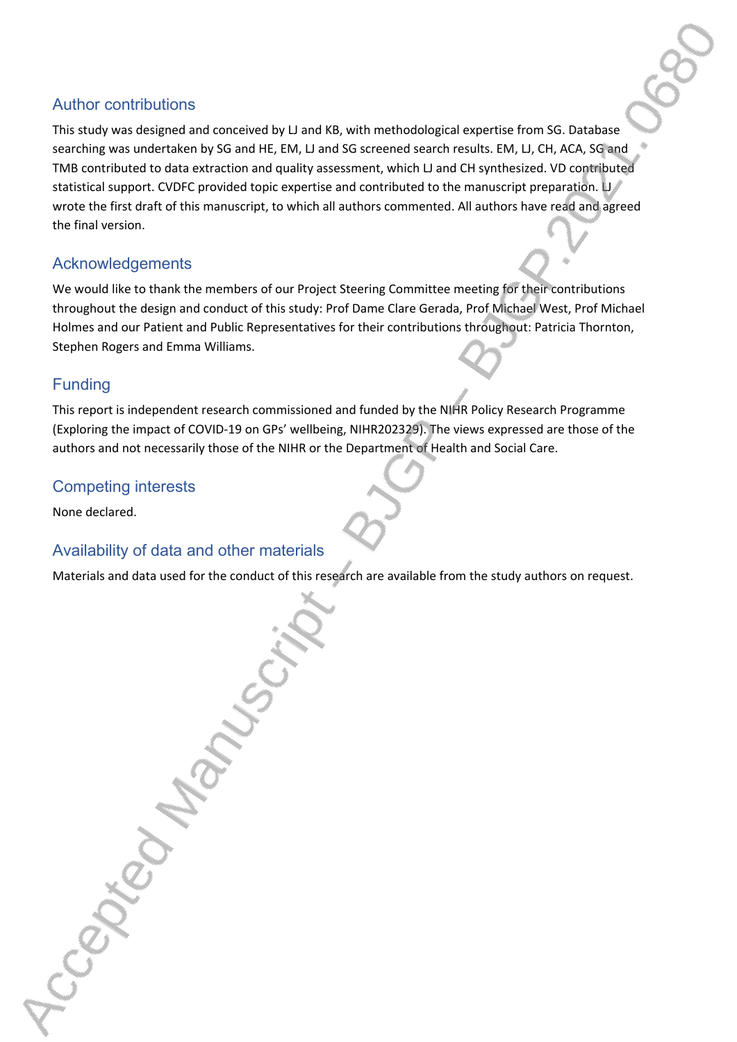## Author contributions

This study was designed and conceived by LJ and KB, with methodological expertise from SG. Database searching was undertaken by SG and HE, EM, LJ and SG screened search results. EM, LJ, CH, ACA, SG and TMB contributed to data extraction and quality assessment, which LJ and CH synthesized. VD contributed statistical support. CVDFC provided topic expertise and contributed to the manuscript preparation. LJ wrote the first draft of this manuscript, to which all authors commented. All authors have read and agreed the final version.

## Acknowledgements

We would like to thank the members of our Project Steering Committee meeting for their contributions throughout the design and conduct of this study: Prof Dame Clare Gerada, Prof Michael West, Prof Michael Holmes and our Patient and Public Representatives for their contributions throughout: Patricia Thornton, Stephen Rogers and Emma Williams.

## Funding

This report is independent research commissioned and funded by the NIHR Policy Research Programme (Exploring the impact of COVID-19 on GPs' wellbeing, NIHR202329). The views expressed are those of the authors and not necessarily those of the NIHR or the Department of Health and Social Care.

## Competing interests

None declared.

## Availability of data and other materials

Materials and data used for the conduct of this research are available from the study authors on request.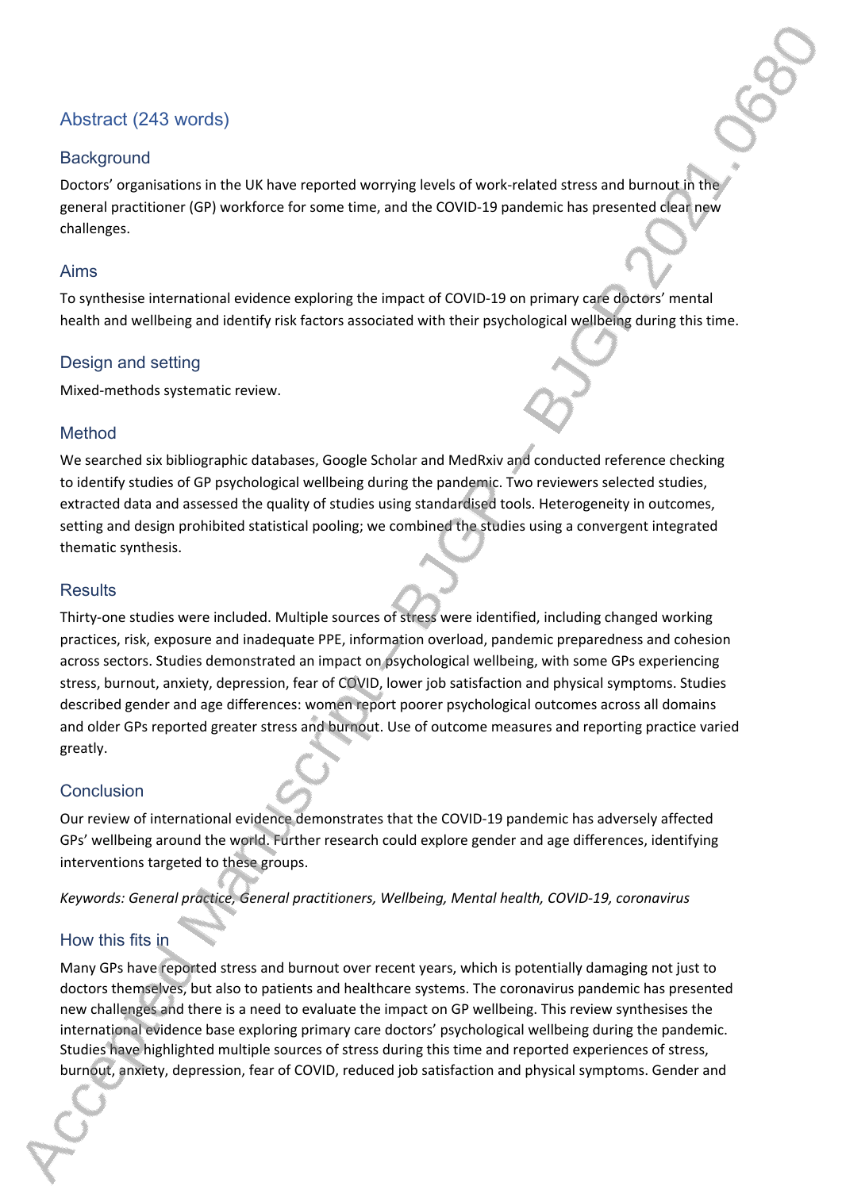## Abstract (243 words)

### Background

Doctors' organisations in the UK have reported worrying levels of work-related stress and burnout in the general practitioner (GP) workforce for some time, and the COVID-19 pandemic has presented clear new challenges.

### Aims

To synthesise international evidence exploring the impact of COVID-19 on primary care doctors' mental health and wellbeing and identify risk factors associated with their psychological wellbeing during this time.

### Design and setting

Mixed-methods systematic review.

### Method

We searched six bibliographic databases, Google Scholar and MedRxiv and conducted reference checking to identify studies of GP psychological wellbeing during the pandemic. Two reviewers selected studies, extracted data and assessed the quality of studies using standardised tools. Heterogeneity in outcomes, setting and design prohibited statistical pooling; we combined the studies using a convergent integrated thematic synthesis.

### Results

Thirty-one studies were included. Multiple sources of stress were identified, including changed working practices, risk, exposure and inadequate PPE, information overload, pandemic preparedness and cohesion across sectors. Studies demonstrated an impact on psychological wellbeing, with some GPs experiencing stress, burnout, anxiety, depression, fear of COVID, lower job satisfaction and physical symptoms. Studies described gender and age differences: women report poorer psychological outcomes across all domains and older GPs reported greater stress and burnout. Use of outcome measures and reporting practice varied greatly.

### Conclusion

Our review of international evidence demonstrates that the COVID-19 pandemic has adversely affected GPs' wellbeing around the world. Further research could explore gender and age differences, identifying interventions targeted to these groups.

*Keywords: General practice, General practitioners, Wellbeing, Mental health, COVID-19, coronavirus*

### How this fits in

Many GPs have reported stress and burnout over recent years, which is potentially damaging not just to doctors themselves, but also to patients and healthcare systems. The coronavirus pandemic has presented new challenges and there is a need to evaluate the impact on GP wellbeing. This review synthesises the international evidence base exploring primary care doctors' psychological wellbeing during the pandemic. Studies have highlighted multiple sources of stress during this time and reported experiences of stress, burnout, anxiety, depression, fear of COVID, reduced job satisfaction and physical symptoms. Gender and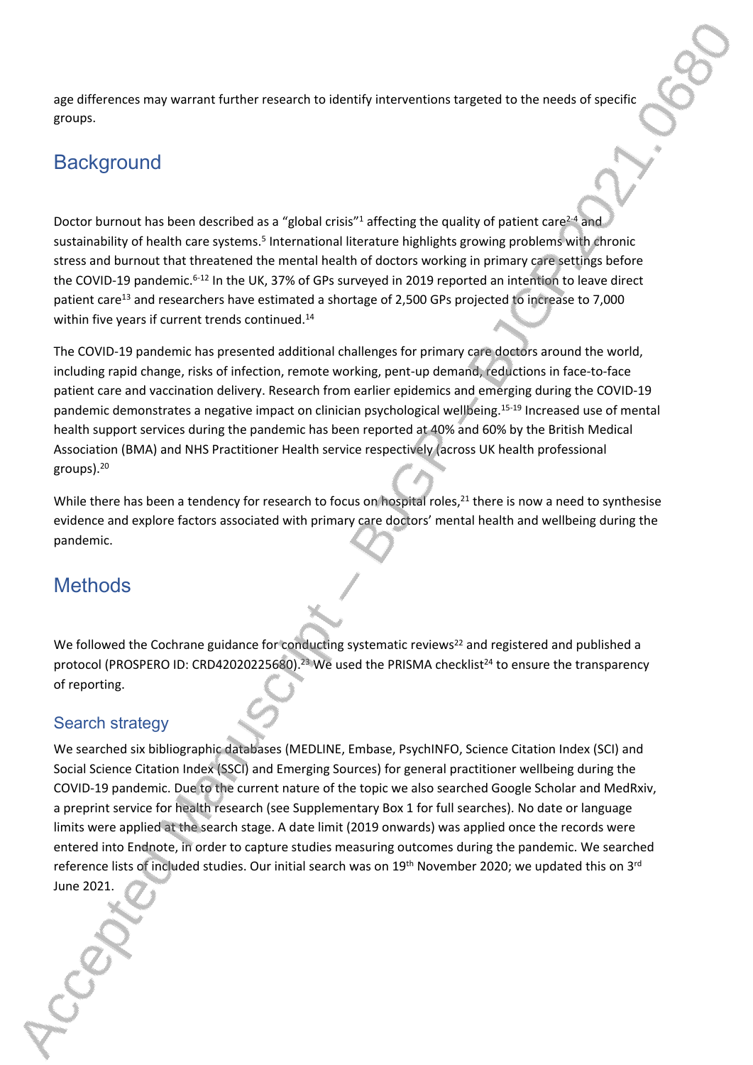age differences may warrant further research to identify interventions targeted to the needs of specific groups.

## Background

Doctor burnout has been described as a "global crisis"[1] affecting the quality of patient care[2-4] and sustainability of health care systems.[5] International literature highlights growing problems with chronic stress and burnout that threatened the mental health of doctors working in primary care settings before the COVID-19 pandemic.[6-12] In the UK, 37% of GPs surveyed in 2019 reported an intention to leave direct patient care[13] and researchers have estimated a shortage of 2,500 GPs projected to increase to 7,000 within five years if current trends continued.[14]

The COVID-19 pandemic has presented additional challenges for primary care doctors around the world, including rapid change, risks of infection, remote working, pent-up demand, reductions in face-to-face patient care and vaccination delivery. Research from earlier epidemics and emerging during the COVID-19 pandemic demonstrates a negative impact on clinician psychological wellbeing.[15-19] Increased use of mental health support services during the pandemic has been reported at 40% and 60% by the British Medical Association (BMA) and NHS Practitioner Health service respectively (across UK health professional groups).[20]

While there has been a tendency for research to focus on hospital roles,[21] there is now a need to synthesise evidence and explore factors associated with primary care doctors' mental health and wellbeing during the pandemic.

## Methods

We followed the Cochrane guidance for conducting systematic reviews[22] and registered and published a protocol (PROSPERO ID: CRD42020225680).[23] We used the PRISMA checklist[24] to ensure the transparency of reporting.

### Search strategy

We searched six bibliographic databases (MEDLINE, Embase, PsychINFO, Science Citation Index (SCI) and Social Science Citation Index (SSCI) and Emerging Sources) for general practitioner wellbeing during the COVID-19 pandemic. Due to the current nature of the topic we also searched Google Scholar and MedRxiv, a preprint service for health research (see Supplementary Box 1 for full searches). No date or language limits were applied at the search stage. A date limit (2019 onwards) was applied once the records were entered into Endnote, in order to capture studies measuring outcomes during the pandemic. We searched reference lists of included studies. Our initial search was on 19th November 2020; we updated this on 3rd June 2021.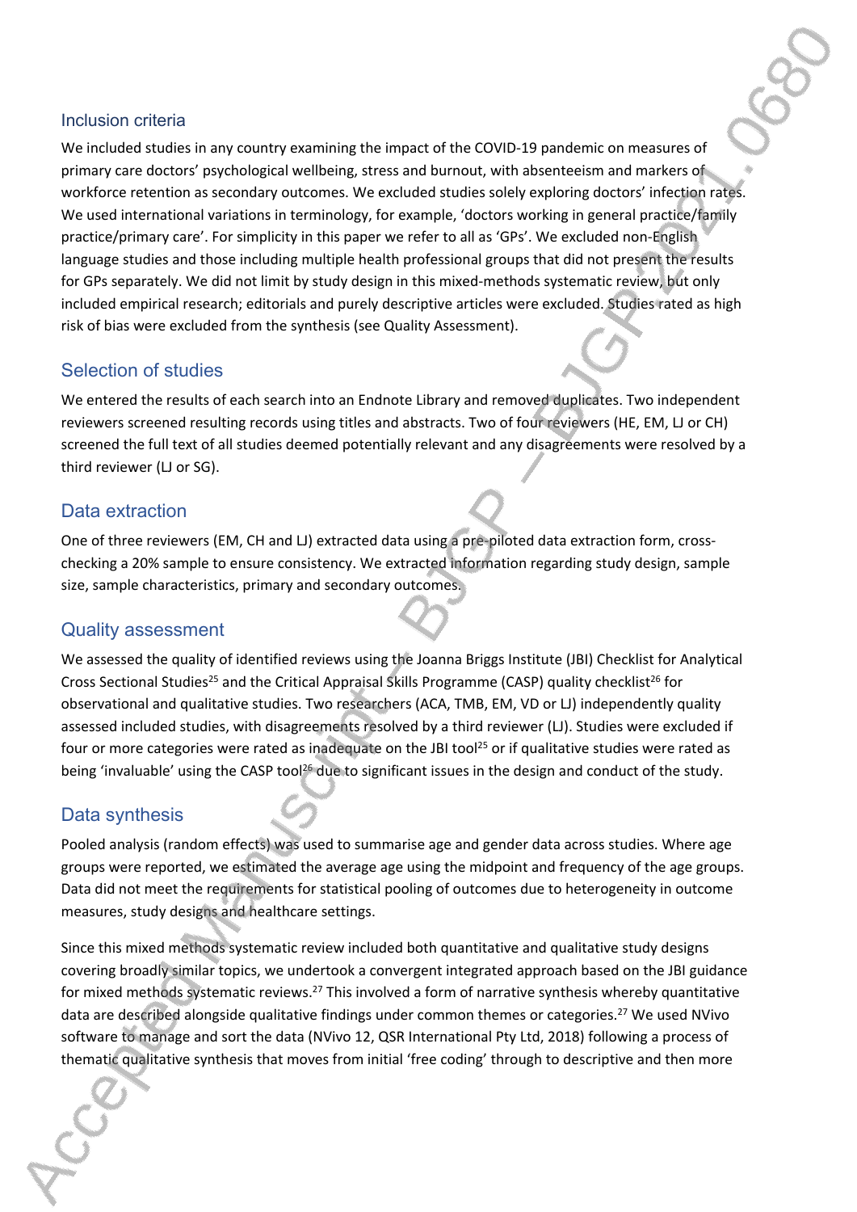## Inclusion criteria

We included studies in any country examining the impact of the COVID-19 pandemic on measures of primary care doctors' psychological wellbeing, stress and burnout, with absenteeism and markers of workforce retention as secondary outcomes. We excluded studies solely exploring doctors' infection rates. We used international variations in terminology, for example, 'doctors working in general practice/family practice/primary care'. For simplicity in this paper we refer to all as 'GPs'. We excluded non-English language studies and those including multiple health professional groups that did not present the results for GPs separately. We did not limit by study design in this mixed-methods systematic review, but only included empirical research; editorials and purely descriptive articles were excluded. Studies rated as high risk of bias were excluded from the synthesis (see Quality Assessment).

## Selection of studies

We entered the results of each search into an Endnote Library and removed duplicates. Two independent reviewers screened resulting records using titles and abstracts. Two of four reviewers (HE, EM, LJ or CH) screened the full text of all studies deemed potentially relevant and any disagreements were resolved by a third reviewer (LJ or SG).

## Data extraction

One of three reviewers (EM, CH and LJ) extracted data using a pre-piloted data extraction form, cross-checking a 20% sample to ensure consistency. We extracted information regarding study design, sample size, sample characteristics, primary and secondary outcomes.

## Quality assessment

We assessed the quality of identified reviews using the Joanna Briggs Institute (JBI) Checklist for Analytical Cross Sectional Studies[25] and the Critical Appraisal Skills Programme (CASP) quality checklist[26] for observational and qualitative studies. Two researchers (ACA, TMB, EM, VD or LJ) independently quality assessed included studies, with disagreements resolved by a third reviewer (LJ). Studies were excluded if four or more categories were rated as inadequate on the JBI tool[25] or if qualitative studies were rated as being 'invaluable' using the CASP tool[26] due to significant issues in the design and conduct of the study.

## Data synthesis

Pooled analysis (random effects) was used to summarise age and gender data across studies. Where age groups were reported, we estimated the average age using the midpoint and frequency of the age groups. Data did not meet the requirements for statistical pooling of outcomes due to heterogeneity in outcome measures, study designs and healthcare settings.

Since this mixed methods systematic review included both quantitative and qualitative study designs covering broadly similar topics, we undertook a convergent integrated approach based on the JBI guidance for mixed methods systematic reviews.[27] This involved a form of narrative synthesis whereby quantitative data are described alongside qualitative findings under common themes or categories.[27] We used NVivo software to manage and sort the data (NVivo 12, QSR International Pty Ltd, 2018) following a process of thematic qualitative synthesis that moves from initial 'free coding' through to descriptive and then more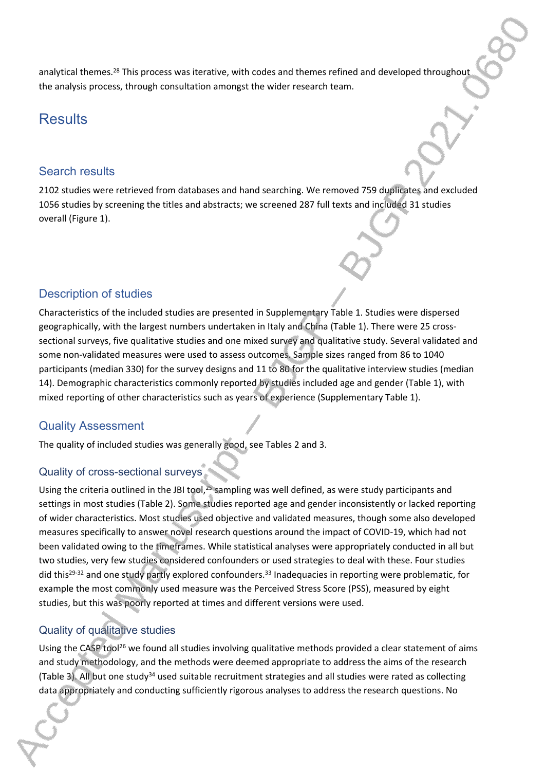analytical themes.[28] This process was iterative, with codes and themes refined and developed throughout the analysis process, through consultation amongst the wider research team.

# Results

## Search results

2102 studies were retrieved from databases and hand searching. We removed 759 duplicates and excluded 1056 studies by screening the titles and abstracts; we screened 287 full texts and included 31 studies overall (Figure 1).

## Description of studies

Characteristics of the included studies are presented in Supplementary Table 1. Studies were dispersed geographically, with the largest numbers undertaken in Italy and China (Table 1). There were 25 cross-sectional surveys, five qualitative studies and one mixed survey and qualitative study. Several validated and some non-validated measures were used to assess outcomes. Sample sizes ranged from 86 to 1040 participants (median 330) for the survey designs and 11 to 80 for the qualitative interview studies (median 14). Demographic characteristics commonly reported by studies included age and gender (Table 1), with mixed reporting of other characteristics such as years of experience (Supplementary Table 1).

## Quality Assessment

The quality of included studies was generally good, see Tables 2 and 3.

### Quality of cross-sectional surveys

Using the criteria outlined in the JBI tool,[25] sampling was well defined, as were study participants and settings in most studies (Table 2). Some studies reported age and gender inconsistently or lacked reporting of wider characteristics. Most studies used objective and validated measures, though some also developed measures specifically to answer novel research questions around the impact of COVID-19, which had not been validated owing to the timeframes. While statistical analyses were appropriately conducted in all but two studies, very few studies considered confounders or used strategies to deal with these. Four studies did this[29-32] and one study partly explored confounders.[33] Inadequacies in reporting were problematic, for example the most commonly used measure was the Perceived Stress Score (PSS), measured by eight studies, but this was poorly reported at times and different versions were used.

### Quality of qualitative studies

Using the CASP tool[26] we found all studies involving qualitative methods provided a clear statement of aims and study methodology, and the methods were deemed appropriate to address the aims of the research (Table 3). All but one study[34] used suitable recruitment strategies and all studies were rated as collecting data appropriately and conducting sufficiently rigorous analyses to address the research questions. No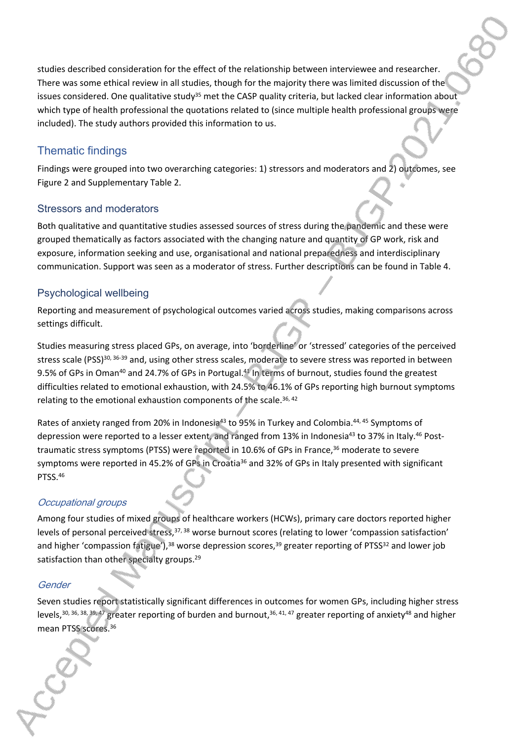studies described consideration for the effect of the relationship between interviewee and researcher. There was some ethical review in all studies, though for the majority there was limited discussion of the issues considered. One qualitative study[35] met the CASP quality criteria, but lacked clear information about which type of health professional the quotations related to (since multiple health professional groups were included). The study authors provided this information to us.

## Thematic findings

Findings were grouped into two overarching categories: 1) stressors and moderators and 2) outcomes, see Figure 2 and Supplementary Table 2.

### Stressors and moderators

Both qualitative and quantitative studies assessed sources of stress during the pandemic and these were grouped thematically as factors associated with the changing nature and quantity of GP work, risk and exposure, information seeking and use, organisational and national preparedness and interdisciplinary communication. Support was seen as a moderator of stress. Further descriptions can be found in Table 4.

### Psychological wellbeing

Reporting and measurement of psychological outcomes varied across studies, making comparisons across settings difficult.

Studies measuring stress placed GPs, on average, into 'borderline' or 'stressed' categories of the perceived stress scale (PSS)[30, 36-39] and, using other stress scales, moderate to severe stress was reported in between 9.5% of GPs in Oman[40] and 24.7% of GPs in Portugal.[41] In terms of burnout, studies found the greatest difficulties related to emotional exhaustion, with 24.5% to 46.1% of GPs reporting high burnout symptoms relating to the emotional exhaustion components of the scale.[36, 42]

Rates of anxiety ranged from 20% in Indonesia[43] to 95% in Turkey and Colombia.[44, 45] Symptoms of depression were reported to a lesser extent, and ranged from 13% in Indonesia[43] to 37% in Italy.[46] Post-traumatic stress symptoms (PTSS) were reported in 10.6% of GPs in France,[36] moderate to severe symptoms were reported in 45.2% of GPs in Croatia[36] and 32% of GPs in Italy presented with significant PTSS.[46]

#### *Occupational groups*

Among four studies of mixed groups of healthcare workers (HCWs), primary care doctors reported higher levels of personal perceived stress,[37, 38] worse burnout scores (relating to lower 'compassion satisfaction' and higher 'compassion fatigue'),[38] worse depression scores,[39] greater reporting of PTSS[32] and lower job satisfaction than other specialty groups.[29]

#### *Gender*

Seven studies report statistically significant differences in outcomes for women GPs, including higher stress levels,[30, 36, 38, 39, 47] greater reporting of burden and burnout,[36, 41, 47] greater reporting of anxiety[48] and higher mean PTSS scores.[36]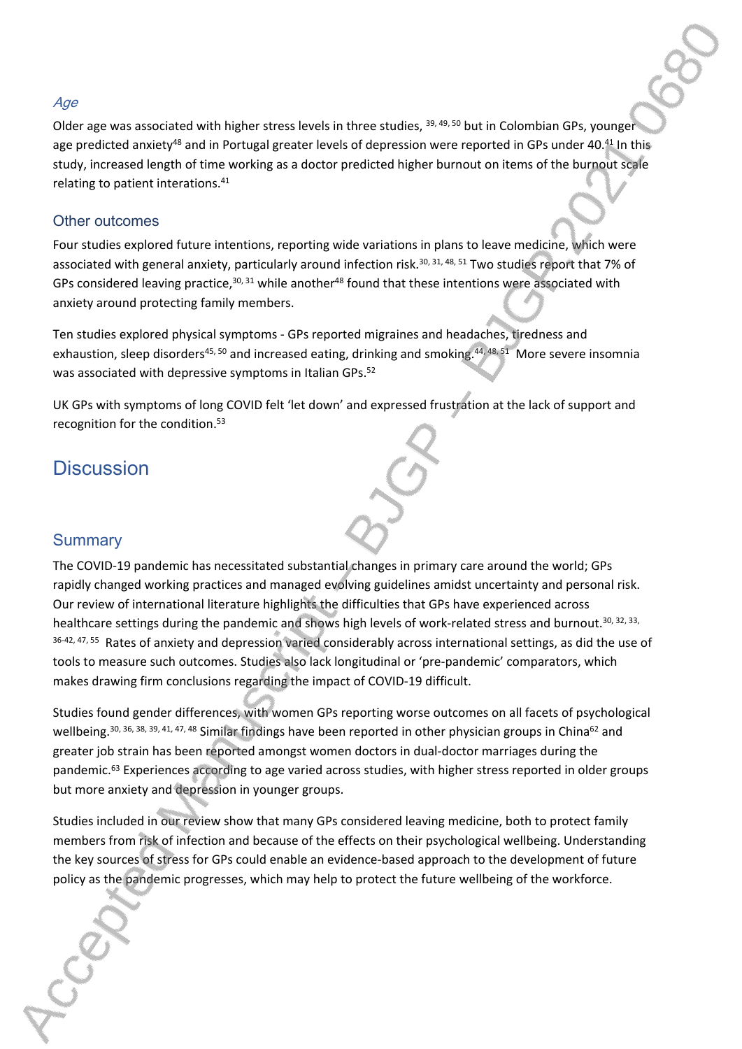### *Age*

Older age was associated with higher stress levels in three studies, [39, 49, 50] but in Colombian GPs, younger age predicted anxiety[48] and in Portugal greater levels of depression were reported in GPs under 40.[41] In this study, increased length of time working as a doctor predicted higher burnout on items of the burnout scale relating to patient interations.[41]

## Other outcomes

Four studies explored future intentions, reporting wide variations in plans to leave medicine, which were associated with general anxiety, particularly around infection risk.[30, 31, 48, 51] Two studies report that 7% of GPs considered leaving practice,[30, 31] while another[48] found that these intentions were associated with anxiety around protecting family members.

Ten studies explored physical symptoms - GPs reported migraines and headaches, tiredness and exhaustion, sleep disorders[45, 50] and increased eating, drinking and smoking.[44, 48, 51] More severe insomnia was associated with depressive symptoms in Italian GPs.[52]

UK GPs with symptoms of long COVID felt 'let down' and expressed frustration at the lack of support and recognition for the condition.[53]

# Discussion

## Summary

The COVID-19 pandemic has necessitated substantial changes in primary care around the world; GPs rapidly changed working practices and managed evolving guidelines amidst uncertainty and personal risk. Our review of international literature highlights the difficulties that GPs have experienced across healthcare settings during the pandemic and shows high levels of work-related stress and burnout.[30, 32, 33, 36-42, 47, 55] Rates of anxiety and depression varied considerably across international settings, as did the use of tools to measure such outcomes. Studies also lack longitudinal or 'pre-pandemic' comparators, which makes drawing firm conclusions regarding the impact of COVID-19 difficult.

Studies found gender differences, with women GPs reporting worse outcomes on all facets of psychological wellbeing.[30, 36, 38, 39, 41, 47, 48] Similar findings have been reported in other physician groups in China[62] and greater job strain has been reported amongst women doctors in dual-doctor marriages during the pandemic.[63] Experiences according to age varied across studies, with higher stress reported in older groups but more anxiety and depression in younger groups.

Studies included in our review show that many GPs considered leaving medicine, both to protect family members from risk of infection and because of the effects on their psychological wellbeing. Understanding the key sources of stress for GPs could enable an evidence-based approach to the development of future policy as the pandemic progresses, which may help to protect the future wellbeing of the workforce.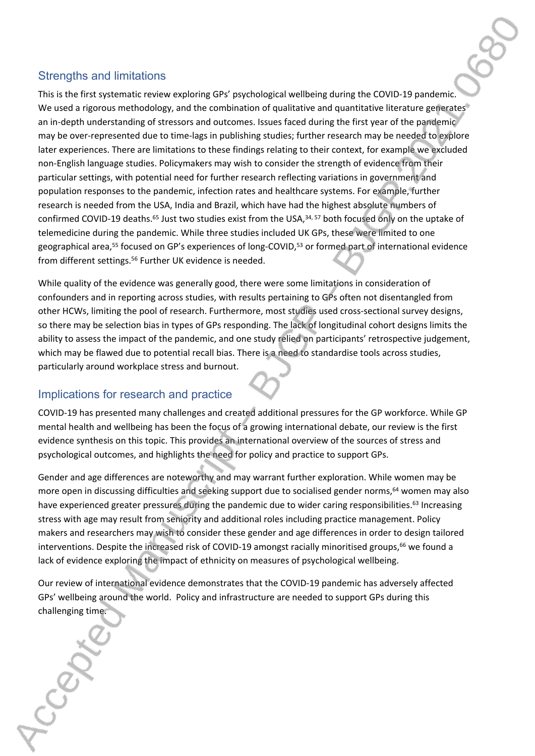## Strengths and limitations

This is the first systematic review exploring GPs' psychological wellbeing during the COVID-19 pandemic. We used a rigorous methodology, and the combination of qualitative and quantitative literature generates an in-depth understanding of stressors and outcomes. Issues faced during the first year of the pandemic may be over-represented due to time-lags in publishing studies; further research may be needed to explore later experiences. There are limitations to these findings relating to their context, for example we excluded non-English language studies. Policymakers may wish to consider the strength of evidence from their particular settings, with potential need for further research reflecting variations in government and population responses to the pandemic, infection rates and healthcare systems. For example, further research is needed from the USA, India and Brazil, which have had the highest absolute numbers of confirmed COVID-19 deaths.[65] Just two studies exist from the USA,[34, 57] both focused only on the uptake of telemedicine during the pandemic. While three studies included UK GPs, these were limited to one geographical area,[55] focused on GP's experiences of long-COVID,[53] or formed part of international evidence from different settings.[56] Further UK evidence is needed.

While quality of the evidence was generally good, there were some limitations in consideration of confounders and in reporting across studies, with results pertaining to GPs often not disentangled from other HCWs, limiting the pool of research. Furthermore, most studies used cross-sectional survey designs, so there may be selection bias in types of GPs responding. The lack of longitudinal cohort designs limits the ability to assess the impact of the pandemic, and one study relied on participants' retrospective judgement, which may be flawed due to potential recall bias. There is a need to standardise tools across studies, particularly around workplace stress and burnout.

## Implications for research and practice

COVID-19 has presented many challenges and created additional pressures for the GP workforce. While GP mental health and wellbeing has been the focus of a growing international debate, our review is the first evidence synthesis on this topic. This provides an international overview of the sources of stress and psychological outcomes, and highlights the need for policy and practice to support GPs.

Gender and age differences are noteworthy and may warrant further exploration. While women may be more open in discussing difficulties and seeking support due to socialised gender norms,[64] women may also have experienced greater pressures during the pandemic due to wider caring responsibilities.[63] Increasing stress with age may result from seniority and additional roles including practice management. Policy makers and researchers may wish to consider these gender and age differences in order to design tailored interventions. Despite the increased risk of COVID-19 amongst racially minoritised groups,[66] we found a lack of evidence exploring the impact of ethnicity on measures of psychological wellbeing.

Our review of international evidence demonstrates that the COVID-19 pandemic has adversely affected GPs' wellbeing around the world. Policy and infrastructure are needed to support GPs during this challenging time.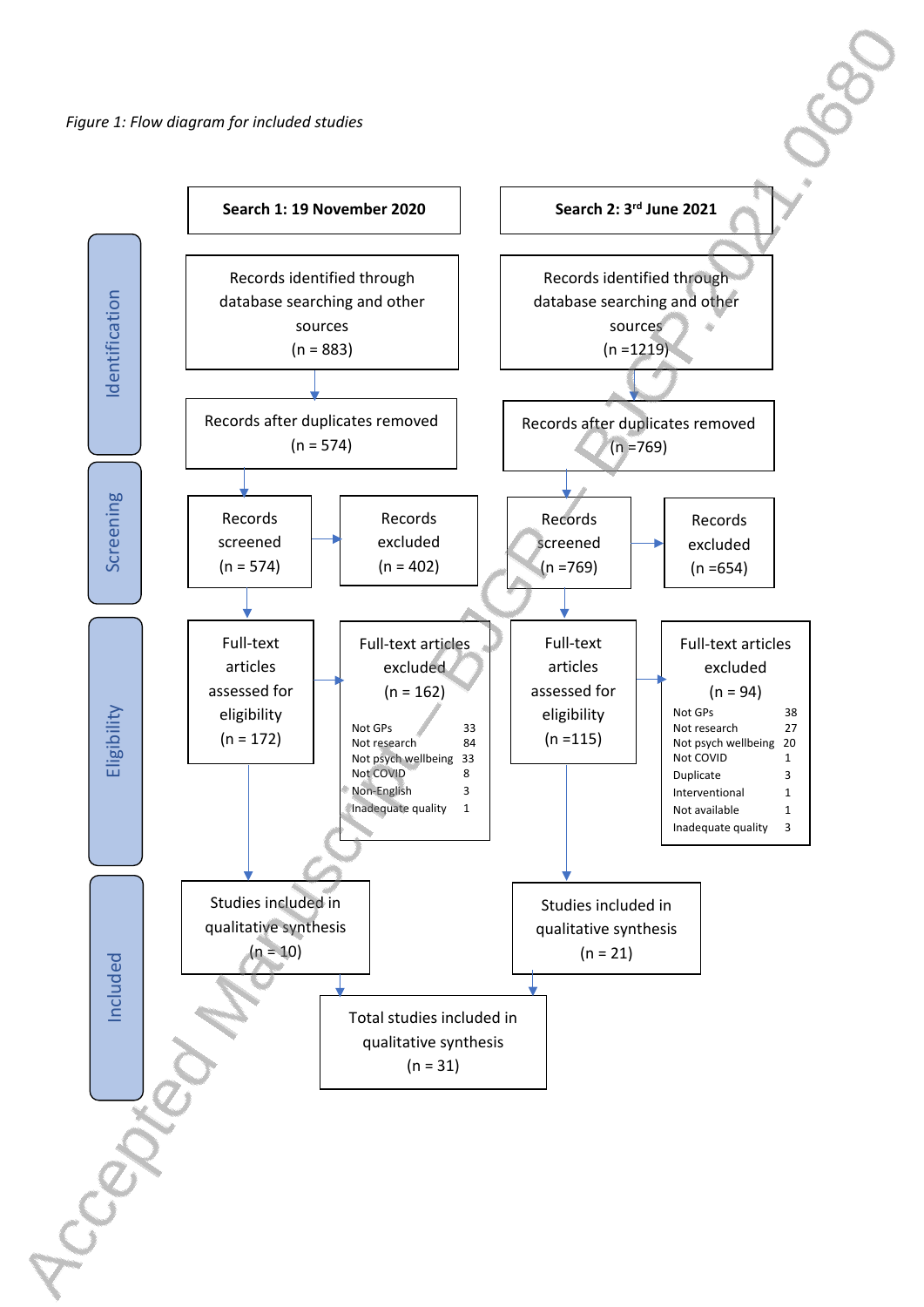*Figure 1: Flow diagram for included studies*

**Search 1: 19 November 2020**

- **Identification**
  - Records identified through database searching and other sources (n = 883)
  - Records after duplicates removed (n = 574)
- **Screening**
  - Records screened (n = 574)
  - Records excluded (n = 402)
- **Eligibility**
  - Full-text articles assessed for eligibility (n = 172)
  - Full-text articles excluded (n = 162)

| Reason | n |
| --- | --- |
| Not GPs | 33 |
| Not research | 84 |
| Not psych wellbeing | 33 |
| Not COVID | 8 |
| Non-English | 3 |
| Inadequate quality | 1 |

- **Included**
  - Studies included in qualitative synthesis (n = 10)

**Search 2: 3rd June 2021**

- **Identification**
  - Records identified through database searching and other sources (n =1219)
  - Records after duplicates removed (n =769)
- **Screening**
  - Records screened (n =769)
  - Records excluded (n =654)
- **Eligibility**
  - Full-text articles assessed for eligibility (n =115)
  - Full-text articles excluded (n = 94)

| Reason | n |
| --- | --- |
| Not GPs | 38 |
| Not research | 27 |
| Not psych wellbeing | 20 |
| Not COVID | 1 |
| Duplicate | 3 |
| Interventional | 1 |
| Not available | 1 |
| Inadequate quality | 3 |

- **Included**
  - Studies included in qualitative synthesis (n = 21)

**Total studies included in qualitative synthesis (n = 31)**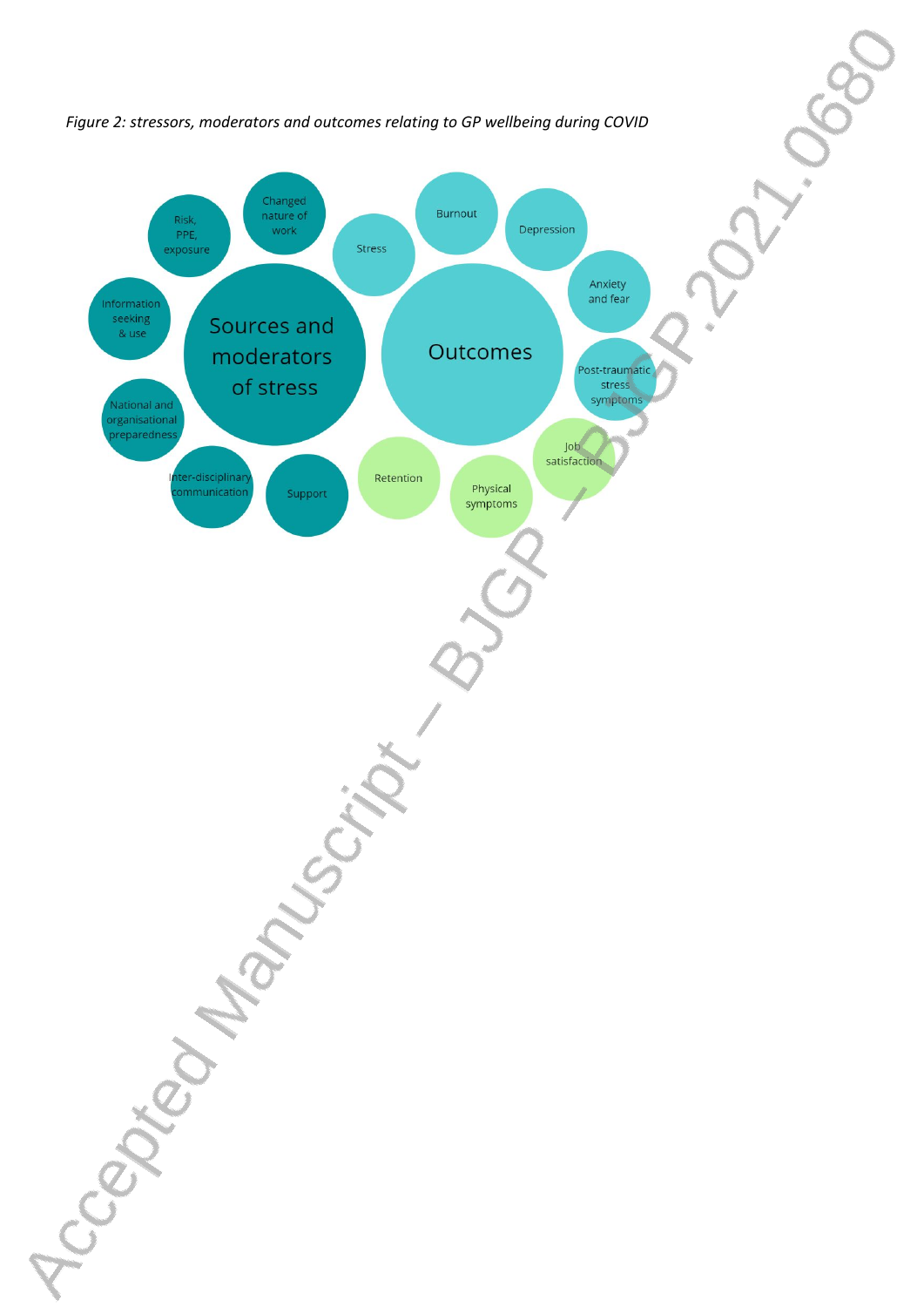*Figure 2: stressors, moderators and outcomes relating to GP wellbeing during COVID*

Sources and moderators of stress

- Changed nature of work
- Risk, PPE, exposure
- Information seeking & use
- National and organisational preparedness
- Inter-disciplinary communication
- Support

Outcomes

- Stress
- Burnout
- Depression
- Anxiety and fear
- Post-traumatic stress symptoms
- Job satisfaction
- Physical symptoms
- Retention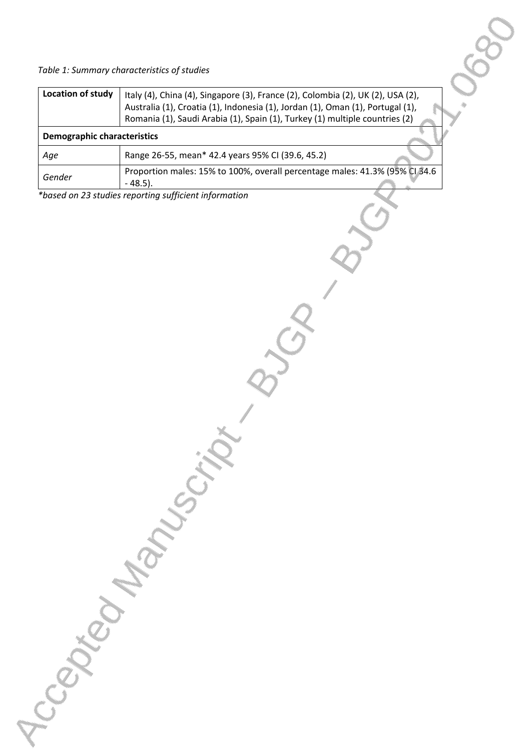*Table 1: Summary characteristics of studies*

| **Location of study** | Italy (4), China (4), Singapore (3), France (2), Colombia (2), UK (2), USA (2), Australia (1), Croatia (1), Indonesia (1), Jordan (1), Oman (1), Portugal (1), Romania (1), Saudi Arabia (1), Spain (1), Turkey (1) multiple countries (2) |
|---|---|
| **Demographic characteristics** | |
| *Age* | Range 26-55, mean* 42.4 years 95% CI (39.6, 45.2) |
| *Gender* | Proportion males: 15% to 100%, overall percentage males: 41.3% (95% CI 34.6 - 48.5). |

*\*based on 23 studies reporting sufficient information*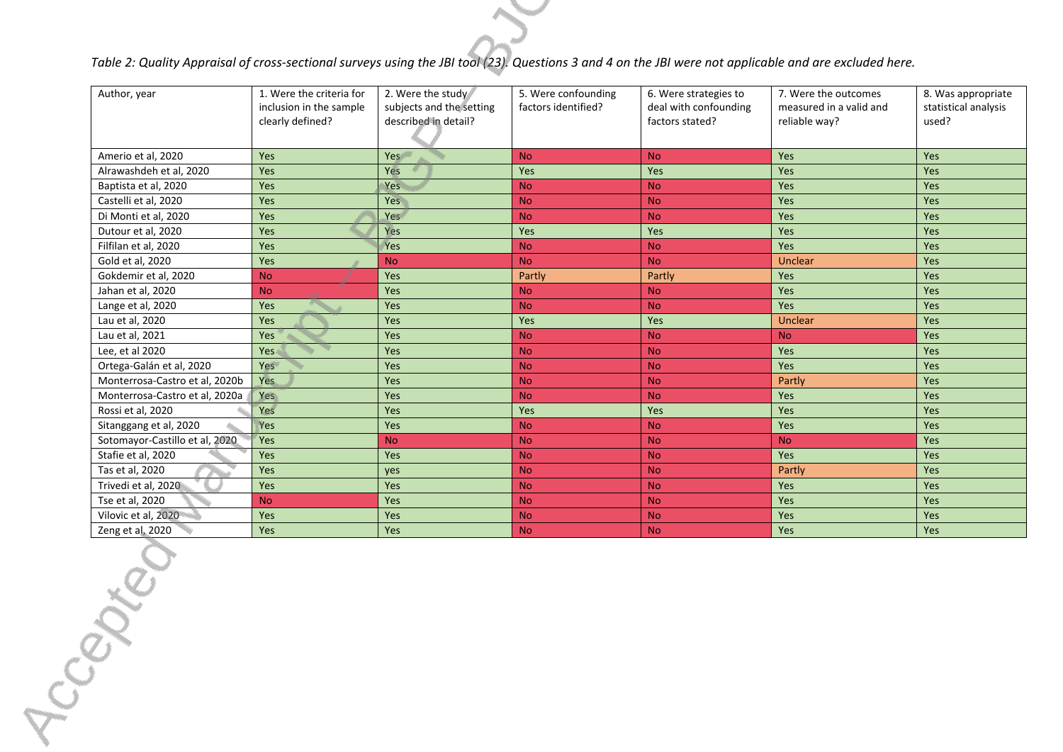*Table 2: Quality Appraisal of cross-sectional surveys using the JBI tool (23). Questions 3 and 4 on the JBI were not applicable and are excluded here.*

| Author, year | 1. Were the criteria for inclusion in the sample clearly defined? | 2. Were the study subjects and the setting described in detail? | 5. Were confounding factors identified? | 6. Were strategies to deal with confounding factors stated? | 7. Were the outcomes measured in a valid and reliable way? | 8. Was appropriate statistical analysis used? |
|---|---|---|---|---|---|---|
| Amerio et al, 2020 | Yes | Yes | No | No | Yes | Yes |
| Alrawashdeh et al, 2020 | Yes | Yes | Yes | Yes | Yes | Yes |
| Baptista et al, 2020 | Yes | Yes | No | No | Yes | Yes |
| Castelli et al, 2020 | Yes | Yes | No | No | Yes | Yes |
| Di Monti et al, 2020 | Yes | Yes | No | No | Yes | Yes |
| Dutour et al, 2020 | Yes | Yes | Yes | Yes | Yes | Yes |
| Filfilan et al, 2020 | Yes | Yes | No | No | Yes | Yes |
| Gold et al, 2020 | Yes | No | No | No | Unclear | Yes |
| Gokdemir et al, 2020 | No | Yes | Partly | Partly | Yes | Yes |
| Jahan et al, 2020 | No | Yes | No | No | Yes | Yes |
| Lange et al, 2020 | Yes | Yes | No | No | Yes | Yes |
| Lau et al, 2020 | Yes | Yes | Yes | Yes | Unclear | Yes |
| Lau et al, 2021 | Yes | Yes | No | No | No | Yes |
| Lee, et al 2020 | Yes | Yes | No | No | Yes | Yes |
| Ortega-Galán et al, 2020 | Yes | Yes | No | No | Yes | Yes |
| Monterrosa-Castro et al, 2020b | Yes | Yes | No | No | Partly | Yes |
| Monterrosa-Castro et al, 2020a | Yes | Yes | No | No | Yes | Yes |
| Rossi et al, 2020 | Yes | Yes | Yes | Yes | Yes | Yes |
| Sitanggang et al, 2020 | Yes | Yes | No | No | Yes | Yes |
| Sotomayor-Castillo et al, 2020 | Yes | No | No | No | No | Yes |
| Stafie et al, 2020 | Yes | Yes | No | No | Yes | Yes |
| Tas et al, 2020 | Yes | yes | No | No | Partly | Yes |
| Trivedi et al, 2020 | Yes | Yes | No | No | Yes | Yes |
| Tse et al, 2020 | No | Yes | No | No | Yes | Yes |
| Vilovic et al, 2020 | Yes | Yes | No | No | Yes | Yes |
| Zeng et al, 2020 | Yes | Yes | No | No | Yes | Yes |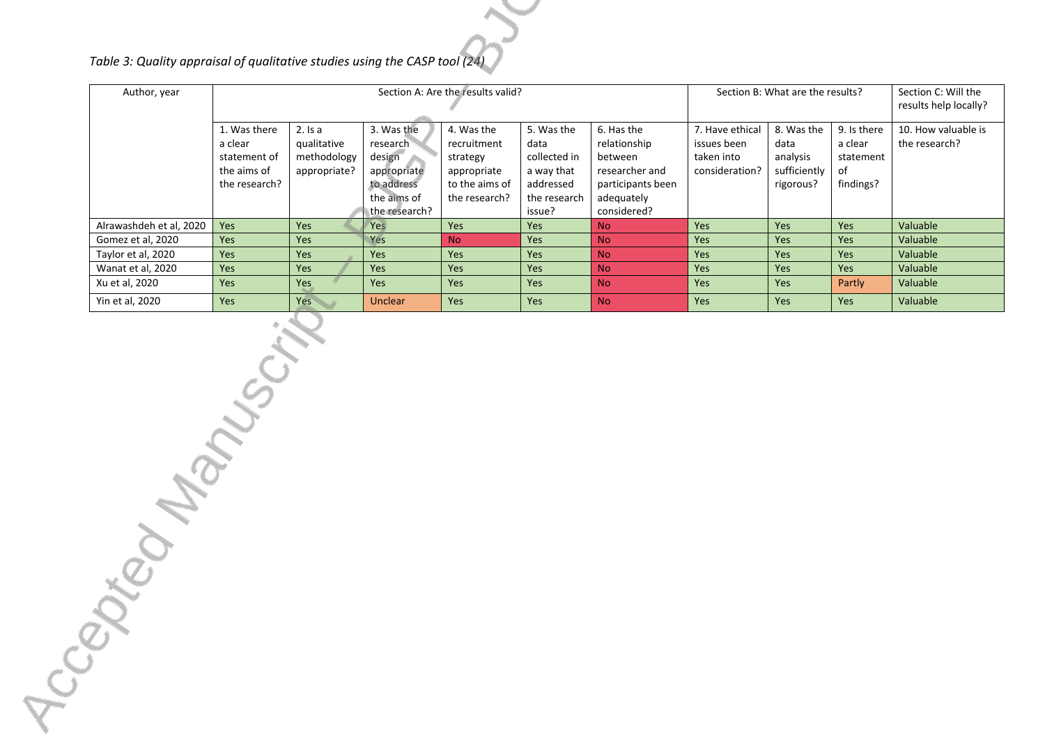*Table 3: Quality appraisal of qualitative studies using the CASP tool (24)*

| Author, year | Section A: Are the results valid? | | | | | | Section B: What are the results? | | | Section C: Will the results help locally? |
|---|---|---|---|---|---|---|---|---|---|---|
| | 1. Was there a clear statement of the aims of the research? | 2. Is a qualitative methodology appropriate? | 3. Was the research design appropriate to address the aims of the research? | 4. Was the recruitment strategy appropriate to the aims of the research? | 5. Was the data collected in a way that addressed the research issue? | 6. Has the relationship between researcher and participants been adequately considered? | 7. Have ethical issues been taken into consideration? | 8. Was the data analysis sufficiently rigorous? | 9. Is there a clear statement of findings? | 10. How valuable is the research? |
| Alrawashdeh et al, 2020 | Yes | Yes | Yes | Yes | Yes | No | Yes | Yes | Yes | Valuable |
| Gomez et al, 2020 | Yes | Yes | Yes | No | Yes | No | Yes | Yes | Yes | Valuable |
| Taylor et al, 2020 | Yes | Yes | Yes | Yes | Yes | No | Yes | Yes | Yes | Valuable |
| Wanat et al, 2020 | Yes | Yes | Yes | Yes | Yes | No | Yes | Yes | Yes | Valuable |
| Xu et al, 2020 | Yes | Yes | Yes | Yes | Yes | No | Yes | Yes | Partly | Valuable |
| Yin et al, 2020 | Yes | Yes | Unclear | Yes | Yes | No | Yes | Yes | Yes | Valuable |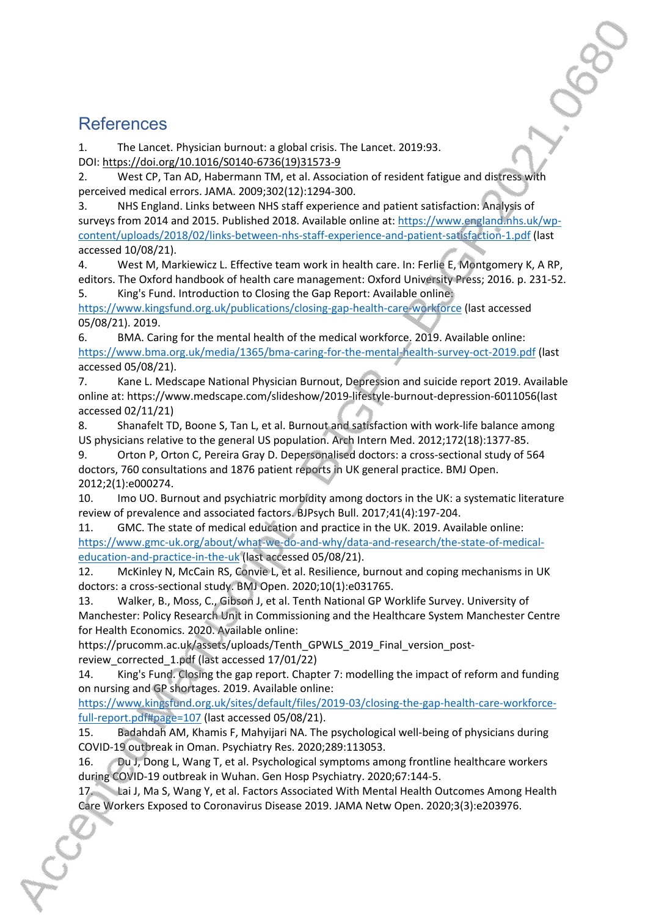## References

1. The Lancet. Physician burnout: a global crisis. The Lancet. 2019:93. DOI: https://doi.org/10.1016/S0140-6736(19)31573-9
2. West CP, Tan AD, Habermann TM, et al. Association of resident fatigue and distress with perceived medical errors. JAMA. 2009;302(12):1294-300.
3. NHS England. Links between NHS staff experience and patient satisfaction: Analysis of surveys from 2014 and 2015. Published 2018. Available online at: https://www.england.nhs.uk/wp-content/uploads/2018/02/links-between-nhs-staff-experience-and-patient-satisfaction-1.pdf (last accessed 10/08/21).
4. West M, Markiewicz L. Effective team work in health care. In: Ferlie E, Montgomery K, A RP, editors. The Oxford handbook of health care management: Oxford University Press; 2016. p. 231-52.
5. King's Fund. Introduction to Closing the Gap Report: Available online: https://www.kingsfund.org.uk/publications/closing-gap-health-care-workforce (last accessed 05/08/21). 2019.
6. BMA. Caring for the mental health of the medical workforce. 2019. Available online: https://www.bma.org.uk/media/1365/bma-caring-for-the-mental-health-survey-oct-2019.pdf (last accessed 05/08/21).
7. Kane L. Medscape National Physician Burnout, Depression and suicide report 2019. Available online at: https://www.medscape.com/slideshow/2019-lifestyle-burnout-depression-6011056(last accessed 02/11/21)
8. Shanafelt TD, Boone S, Tan L, et al. Burnout and satisfaction with work-life balance among US physicians relative to the general US population. Arch Intern Med. 2012;172(18):1377-85.
9. Orton P, Orton C, Pereira Gray D. Depersonalised doctors: a cross-sectional study of 564 doctors, 760 consultations and 1876 patient reports in UK general practice. BMJ Open. 2012;2(1):e000274.
10. Imo UO. Burnout and psychiatric morbidity among doctors in the UK: a systematic literature review of prevalence and associated factors. BJPsych Bull. 2017;41(4):197-204.
11. GMC. The state of medical education and practice in the UK. 2019. Available online: https://www.gmc-uk.org/about/what-we-do-and-why/data-and-research/the-state-of-medical-education-and-practice-in-the-uk (last accessed 05/08/21).
12. McKinley N, McCain RS, Convie L, et al. Resilience, burnout and coping mechanisms in UK doctors: a cross-sectional study. BMJ Open. 2020;10(1):e031765.
13. Walker, B., Moss, C., Gibson J, et al. Tenth National GP Worklife Survey. University of Manchester: Policy Research Unit in Commissioning and the Healthcare System Manchester Centre for Health Economics. 2020. Available online: https://prucomm.ac.uk/assets/uploads/Tenth_GPWLS_2019_Final_version_post-review_corrected_1.pdf (last accessed 17/01/22)
14. King's Fund. Closing the gap report. Chapter 7: modelling the impact of reform and funding on nursing and GP shortages. 2019. Available online: https://www.kingsfund.org.uk/sites/default/files/2019-03/closing-the-gap-health-care-workforce-full-report.pdf#page=107 (last accessed 05/08/21).
15. Badahdah AM, Khamis F, Mahyijari NA. The psychological well-being of physicians during COVID-19 outbreak in Oman. Psychiatry Res. 2020;289:113053.
16. Du J, Dong L, Wang T, et al. Psychological symptoms among frontline healthcare workers during COVID-19 outbreak in Wuhan. Gen Hosp Psychiatry. 2020;67:144-5.
17. Lai J, Ma S, Wang Y, et al. Factors Associated With Mental Health Outcomes Among Health Care Workers Exposed to Coronavirus Disease 2019. JAMA Netw Open. 2020;3(3):e203976.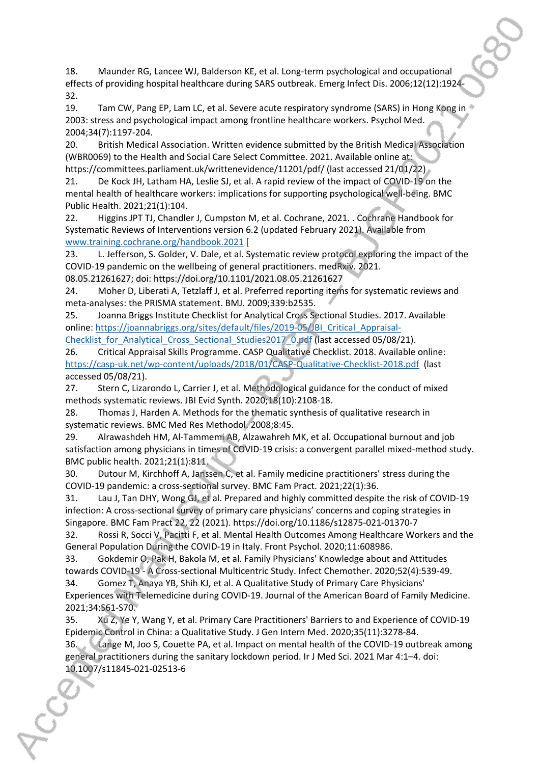18. Maunder RG, Lancee WJ, Balderson KE, et al. Long-term psychological and occupational effects of providing hospital healthcare during SARS outbreak. Emerg Infect Dis. 2006;12(12):1924-32.

19. Tam CW, Pang EP, Lam LC, et al. Severe acute respiratory syndrome (SARS) in Hong Kong in 2003: stress and psychological impact among frontline healthcare workers. Psychol Med. 2004;34(7):1197-204.

20. British Medical Association. Written evidence submitted by the British Medical Association (WBR0069) to the Health and Social Care Select Committee. 2021. Available online at: https://committees.parliament.uk/writtenevidence/11201/pdf/ (last accessed 21/01/22)

21. De Kock JH, Latham HA, Leslie SJ, et al. A rapid review of the impact of COVID-19 on the mental health of healthcare workers: implications for supporting psychological well-being. BMC Public Health. 2021;21(1):104.

22. Higgins JPT TJ, Chandler J, Cumpston M, et al. Cochrane, 2021. . Cochrane Handbook for Systematic Reviews of Interventions version 6.2 (updated February 2021). Available from www.training.cochrane.org/handbook.2021 [

23. L. Jefferson, S. Golder, V. Dale, et al. Systematic review protocol exploring the impact of the COVID-19 pandemic on the wellbeing of general practitioners. medRxiv. 2021. 08.05.21261627; doi: https://doi.org/10.1101/2021.08.05.21261627

24. Moher D, Liberati A, Tetzlaff J, et al. Preferred reporting items for systematic reviews and meta-analyses: the PRISMA statement. BMJ. 2009;339:b2535.

25. Joanna Briggs Institute Checklist for Analytical Cross Sectional Studies. 2017. Available online: https://joannabriggs.org/sites/default/files/2019-05/JBI_Critical_Appraisal-Checklist_for_Analytical_Cross_Sectional_Studies2017_0.pdf (last accessed 05/08/21).

26. Critical Appraisal Skills Programme. CASP Qualitative Checklist. 2018. Available online: https://casp-uk.net/wp-content/uploads/2018/01/CASP-Qualitative-Checklist-2018.pdf (last accessed 05/08/21).

27. Stern C, Lizarondo L, Carrier J, et al. Methodological guidance for the conduct of mixed methods systematic reviews. JBI Evid Synth. 2020;18(10):2108-18.

28. Thomas J, Harden A. Methods for the thematic synthesis of qualitative research in systematic reviews. BMC Med Res Methodol. 2008;8:45.

29. Alrawashdeh HM, Al-Tammemi AB, Alzawahreh MK, et al. Occupational burnout and job satisfaction among physicians in times of COVID-19 crisis: a convergent parallel mixed-method study. BMC public health. 2021;21(1):811.

30. Dutour M, Kirchhoff A, Janssen C, et al. Family medicine practitioners' stress during the COVID-19 pandemic: a cross-sectional survey. BMC Fam Pract. 2021;22(1):36.

31. Lau J, Tan DHY, Wong GJ, et al. Prepared and highly committed despite the risk of COVID-19 infection: A cross-sectional survey of primary care physicians' concerns and coping strategies in Singapore. BMC Fam Pract 22, 22 (2021). https://doi.org/10.1186/s12875-021-01370-7

32. Rossi R, Socci V, Pacitti F, et al. Mental Health Outcomes Among Healthcare Workers and the General Population During the COVID-19 in Italy. Front Psychol. 2020;11:608986.

33. Gokdemir O, Pak H, Bakola M, et al. Family Physicians' Knowledge about and Attitudes towards COVID-19 - A Cross-sectional Multicentric Study. Infect Chemother. 2020;52(4):539-49.

34. Gomez T, Anaya YB, Shih KJ, et al. A Qualitative Study of Primary Care Physicians' Experiences with Telemedicine during COVID-19. Journal of the American Board of Family Medicine. 2021;34:S61-S70.

35. Xu Z, Ye Y, Wang Y, et al. Primary Care Practitioners' Barriers to and Experience of COVID-19 Epidemic Control in China: a Qualitative Study. J Gen Intern Med. 2020;35(11):3278-84.

36. Lange M, Joo S, Couette PA, et al. Impact on mental health of the COVID-19 outbreak among general practitioners during the sanitary lockdown period. Ir J Med Sci. 2021 Mar 4:1–4. doi: 10.1007/s11845-021-02513-6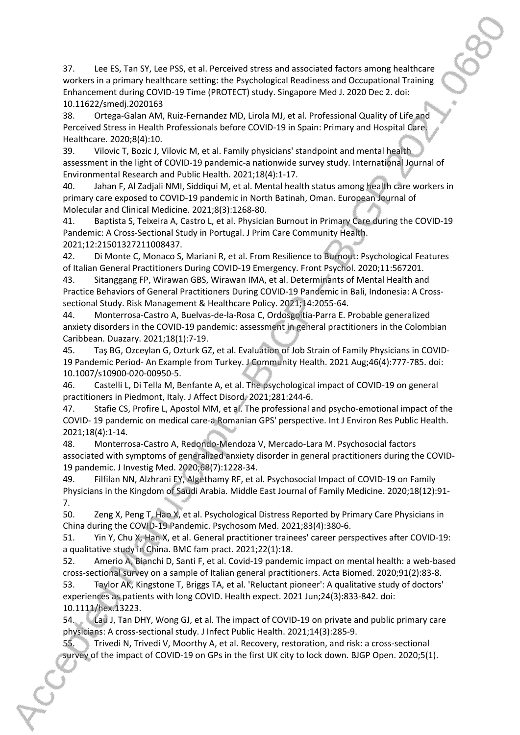37. Lee ES, Tan SY, Lee PSS, et al. Perceived stress and associated factors among healthcare workers in a primary healthcare setting: the Psychological Readiness and Occupational Training Enhancement during COVID-19 Time (PROTECT) study. Singapore Med J. 2020 Dec 2. doi: 10.11622/smedj.2020163

38. Ortega-Galan AM, Ruiz-Fernandez MD, Lirola MJ, et al. Professional Quality of Life and Perceived Stress in Health Professionals before COVID-19 in Spain: Primary and Hospital Care. Healthcare. 2020;8(4):10.

39. Vilovic T, Bozic J, Vilovic M, et al. Family physicians' standpoint and mental health assessment in the light of COVID-19 pandemic-a nationwide survey study. International Journal of Environmental Research and Public Health. 2021;18(4):1-17.

40. Jahan F, Al Zadjali NMI, Siddiqui M, et al. Mental health status among health care workers in primary care exposed to COVID-19 pandemic in North Batinah, Oman. European Journal of Molecular and Clinical Medicine. 2021;8(3):1268-80.

41. Baptista S, Teixeira A, Castro L, et al. Physician Burnout in Primary Care during the COVID-19 Pandemic: A Cross-Sectional Study in Portugal. J Prim Care Community Health. 2021;12:21501327211008437.

42. Di Monte C, Monaco S, Mariani R, et al. From Resilience to Burnout: Psychological Features of Italian General Practitioners During COVID-19 Emergency. Front Psychol. 2020;11:567201.

43. Sitanggang FP, Wirawan GBS, Wirawan IMA, et al. Determinants of Mental Health and Practice Behaviors of General Practitioners During COVID-19 Pandemic in Bali, Indonesia: A Cross-sectional Study. Risk Management & Healthcare Policy. 2021;14:2055-64.

44. Monterrosa-Castro A, Buelvas-de-la-Rosa C, Ordosgoitia-Parra E. Probable generalized anxiety disorders in the COVID-19 pandemic: assessment in general practitioners in the Colombian Caribbean. Duazary. 2021;18(1):7-19.

45. Taş BG, Ozceylan G, Ozturk GZ, et al. Evaluation of Job Strain of Family Physicians in COVID-19 Pandemic Period- An Example from Turkey. J Community Health. 2021 Aug;46(4):777-785. doi: 10.1007/s10900-020-00950-5.

46. Castelli L, Di Tella M, Benfante A, et al. The psychological impact of COVID-19 on general practitioners in Piedmont, Italy. J Affect Disord. 2021;281:244-6.

47. Stafie CS, Profire L, Apostol MM, et al. The professional and psycho-emotional impact of the COVID- 19 pandemic on medical care-a Romanian GPS' perspective. Int J Environ Res Public Health. 2021;18(4):1-14.

48. Monterrosa-Castro A, Redondo-Mendoza V, Mercado-Lara M. Psychosocial factors associated with symptoms of generalized anxiety disorder in general practitioners during the COVID-19 pandemic. J Investig Med. 2020;68(7):1228-34.

49. Filfilan NN, Alzhrani EY, Algethamy RF, et al. Psychosocial Impact of COVID-19 on Family Physicians in the Kingdom of Saudi Arabia. Middle East Journal of Family Medicine. 2020;18(12):91-7.

50. Zeng X, Peng T, Hao X, et al. Psychological Distress Reported by Primary Care Physicians in China during the COVID-19 Pandemic. Psychosom Med. 2021;83(4):380-6.

51. Yin Y, Chu X, Han X, et al. General practitioner trainees' career perspectives after COVID-19: a qualitative study in China. BMC fam pract. 2021;22(1):18.

52. Amerio A, Bianchi D, Santi F, et al. Covid-19 pandemic impact on mental health: a web-based cross-sectional survey on a sample of Italian general practitioners. Acta Biomed. 2020;91(2):83-8.

53. Taylor AK, Kingstone T, Briggs TA, et al. 'Reluctant pioneer': A qualitative study of doctors' experiences as patients with long COVID. Health expect. 2021 Jun;24(3):833-842. doi: 10.1111/hex.13223.

54. Lau J, Tan DHY, Wong GJ, et al. The impact of COVID-19 on private and public primary care physicians: A cross-sectional study. J Infect Public Health. 2021;14(3):285-9.

55. Trivedi N, Trivedi V, Moorthy A, et al. Recovery, restoration, and risk: a cross-sectional survey of the impact of COVID-19 on GPs in the first UK city to lock down. BJGP Open. 2020;5(1).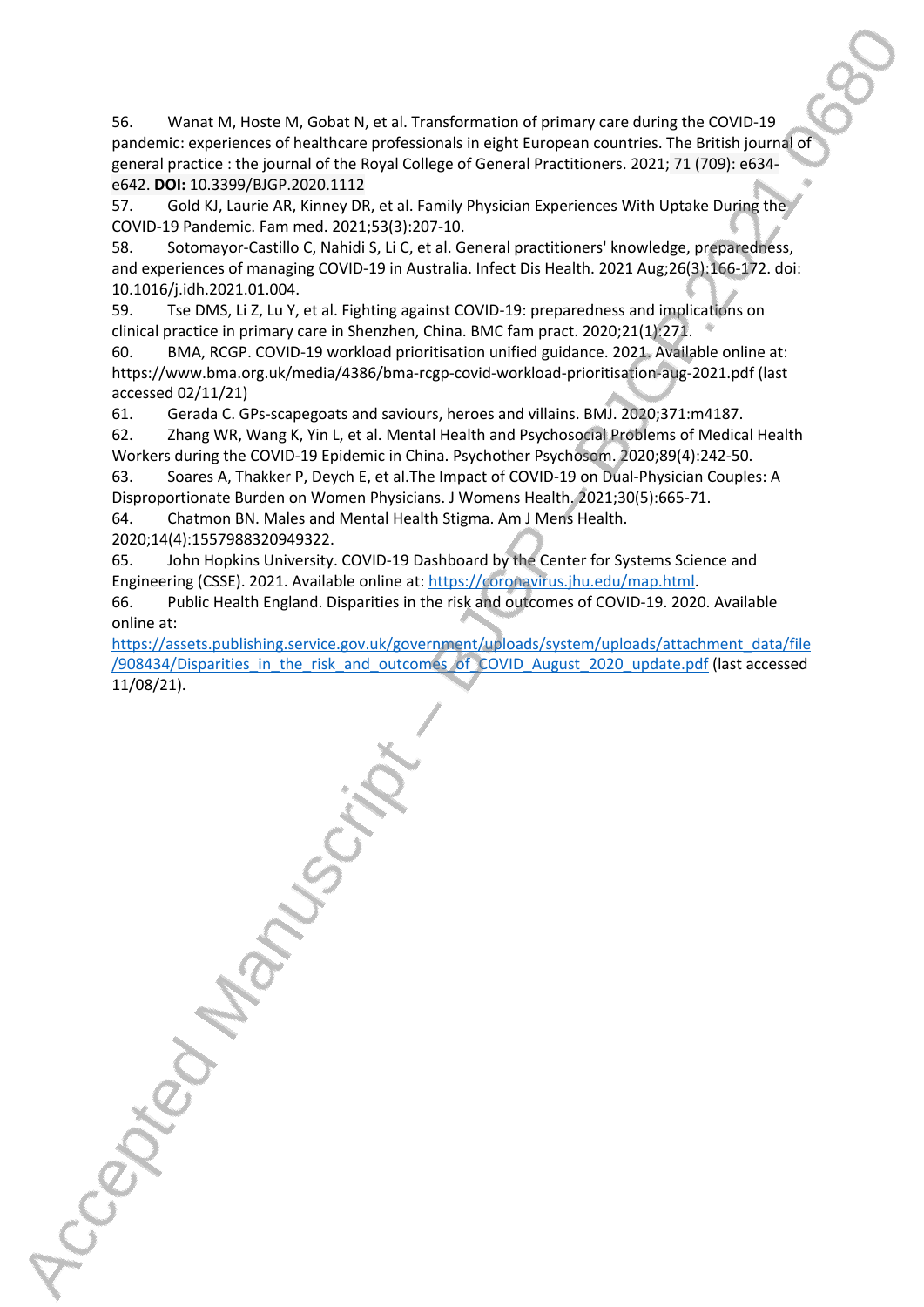56. Wanat M, Hoste M, Gobat N, et al. Transformation of primary care during the COVID-19 pandemic: experiences of healthcare professionals in eight European countries. The British journal of general practice : the journal of the Royal College of General Practitioners. 2021; 71 (709): e634-e642. **DOI:** 10.3399/BJGP.2020.1112

57. Gold KJ, Laurie AR, Kinney DR, et al. Family Physician Experiences With Uptake During the COVID-19 Pandemic. Fam med. 2021;53(3):207-10.

58. Sotomayor-Castillo C, Nahidi S, Li C, et al. General practitioners' knowledge, preparedness, and experiences of managing COVID-19 in Australia. Infect Dis Health. 2021 Aug;26(3):166-172. doi: 10.1016/j.idh.2021.01.004.

59. Tse DMS, Li Z, Lu Y, et al. Fighting against COVID-19: preparedness and implications on clinical practice in primary care in Shenzhen, China. BMC fam pract. 2020;21(1):271.

60. BMA, RCGP. COVID-19 workload prioritisation unified guidance. 2021. Available online at: https://www.bma.org.uk/media/4386/bma-rcgp-covid-workload-prioritisation-aug-2021.pdf (last accessed 02/11/21)

61. Gerada C. GPs-scapegoats and saviours, heroes and villains. BMJ. 2020;371:m4187.

62. Zhang WR, Wang K, Yin L, et al. Mental Health and Psychosocial Problems of Medical Health Workers during the COVID-19 Epidemic in China. Psychother Psychosom. 2020;89(4):242-50.

63. Soares A, Thakker P, Deych E, et al.The Impact of COVID-19 on Dual-Physician Couples: A Disproportionate Burden on Women Physicians. J Womens Health. 2021;30(5):665-71.

64. Chatmon BN. Males and Mental Health Stigma. Am J Mens Health. 2020;14(4):1557988320949322.

65. John Hopkins University. COVID-19 Dashboard by the Center for Systems Science and Engineering (CSSE). 2021. Available online at: https://coronavirus.jhu.edu/map.html.

66. Public Health England. Disparities in the risk and outcomes of COVID-19. 2020. Available online at: https://assets.publishing.service.gov.uk/government/uploads/system/uploads/attachment_data/file/908434/Disparities_in_the_risk_and_outcomes_of_COVID_August_2020_update.pdf (last accessed 11/08/21).